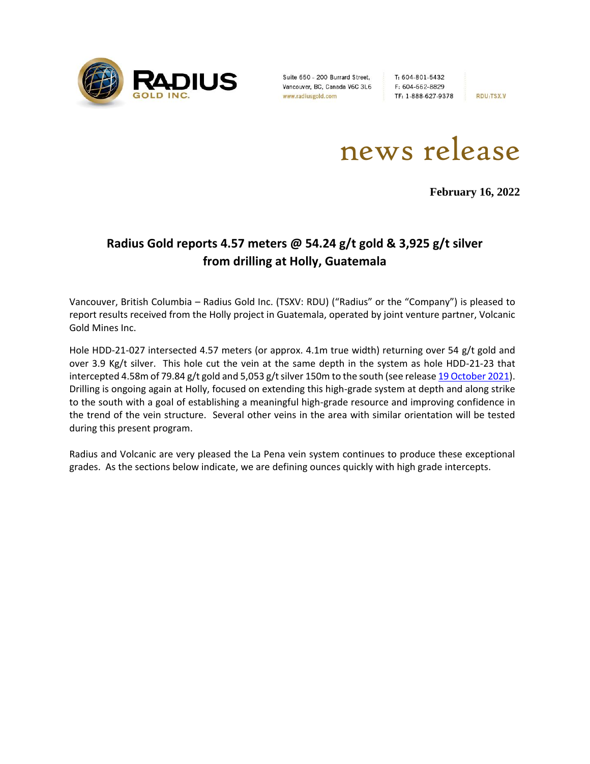RADIUS GOLD INC.

Suite 650 - 200 Burrard Street,
Vancouver, BC, Canada V6C 3L6
www.radiusgold.com

T: 604-801-5432
F: 604-662-8829
TF: 1-888-627-9378

RDU:TSX.V

# news release

**February 16, 2022**

## Radius Gold reports 4.57 meters @ 54.24 g/t gold & 3,925 g/t silver from drilling at Holly, Guatemala

Vancouver, British Columbia – Radius Gold Inc. (TSXV: RDU) ("Radius" or the "Company") is pleased to report results received from the Holly project in Guatemala, operated by joint venture partner, Volcanic Gold Mines Inc.

Hole HDD-21-027 intersected 4.57 meters (or approx. 4.1m true width) returning over 54 g/t gold and over 3.9 Kg/t silver. This hole cut the vein at the same depth in the system as hole HDD-21-23 that intercepted 4.58m of 79.84 g/t gold and 5,053 g/t silver 150m to the south (see release 19 October 2021). Drilling is ongoing again at Holly, focused on extending this high-grade system at depth and along strike to the south with a goal of establishing a meaningful high-grade resource and improving confidence in the trend of the vein structure. Several other veins in the area with similar orientation will be tested during this present program.

Radius and Volcanic are very pleased the La Pena vein system continues to produce these exceptional grades. As the sections below indicate, we are defining ounces quickly with high grade intercepts.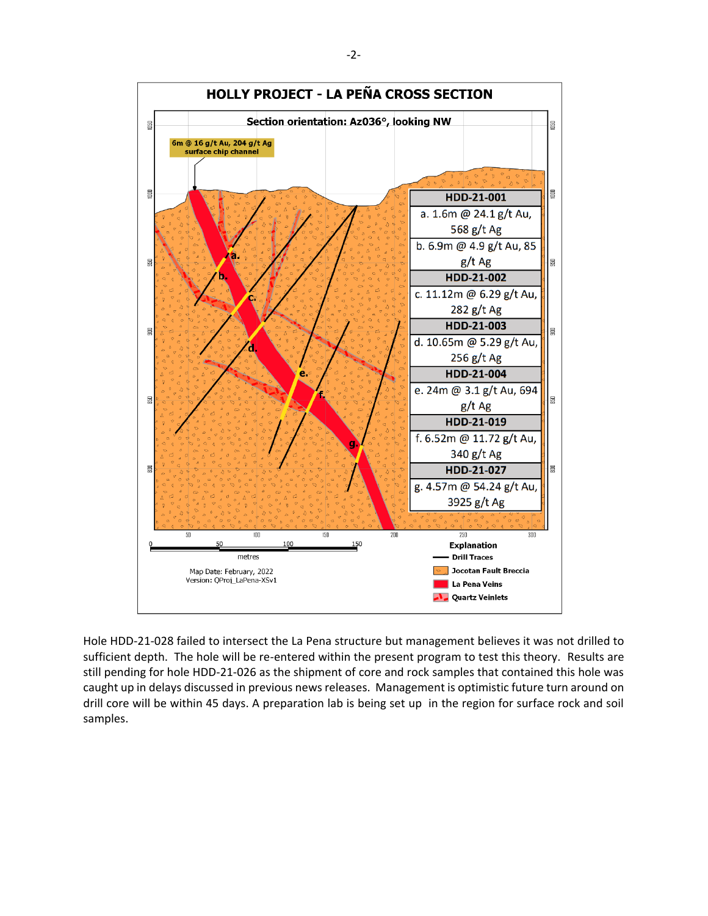## HOLLY PROJECT - LA PEÑA CROSS SECTION

Section orientation: Az036°, looking NW

6m @ 16 g/t Au, 204 g/t Ag surface chip channel

| HDD-21-001 |
|---|
| a. 1.6m @ 24.1 g/t Au, 568 g/t Ag |
| b. 6.9m @ 4.9 g/t Au, 85 g/t Ag |
| **HDD-21-002** |
| c. 11.12m @ 6.29 g/t Au, 282 g/t Ag |
| **HDD-21-003** |
| d. 10.65m @ 5.29 g/t Au, 256 g/t Ag |
| **HDD-21-004** |
| e. 24m @ 3.1 g/t Au, 694 g/t Ag |
| **HDD-21-019** |
| f. 6.52m @ 11.72 g/t Au, 340 g/t Ag |
| **HDD-21-027** |
| g. 4.57m @ 54.24 g/t Au, 3925 g/t Ag |

Explanation
- Drill Traces
- Jocotan Fault Breccia
- La Pena Veins
- Quartz Veinlets

Map Date: February, 2022
Version: QProj_LaPena-XSv1

Hole HDD-21-028 failed to intersect the La Pena structure but management believes it was not drilled to sufficient depth. The hole will be re-entered within the present program to test this theory. Results are still pending for hole HDD-21-026 as the shipment of core and rock samples that contained this hole was caught up in delays discussed in previous news releases. Management is optimistic future turn around on drill core will be within 45 days. A preparation lab is being set up in the region for surface rock and soil samples.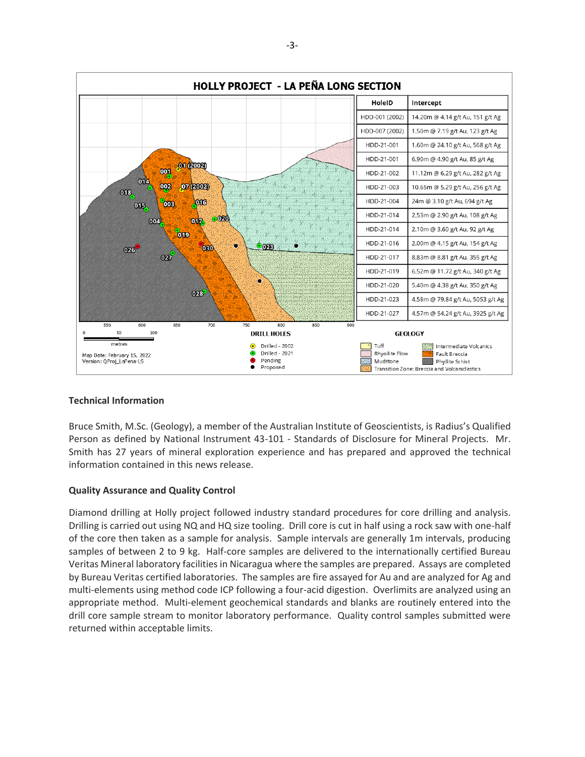## HOLLY PROJECT - LA PEÑA LONG SECTION

| HoleID | Intercept |
| --- | --- |
| HDD-001 (2002) | 14.20m @ 4.14 g/t Au, 151 g/t Ag |
| HDD-007 (2002) | 1.50m @ 7.19 g/t Au, 123 g/t Ag |
| HDD-21-001 | 1.60m @ 24.10 g/t Au, 568 g/t Ag |
| HDD-21-001 | 6.90m @ 4.90 g/t Au, 85 g/t Ag |
| HDD-21-002 | 11.12m @ 6.29 g/t Au, 282 g/t Ag |
| HDD-21-003 | 10.65m @ 5.29 g/t Au, 256 g/t Ag |
| HDD-21-004 | 24m @ 3.10 g/t Au, 694 g/t Ag |
| HDD-21-014 | 2.53m @ 2.90 g/t Au, 108 g/t Ag |
| HDD-21-014 | 2.10m @ 3.60 g/t Au, 92 g/t Ag |
| HDD-21-016 | 2.00m @ 4.15 g/t Au, 154 g/t Ag |
| HDD-21-017 | 8.83m @ 8.81 g/t Au, 355 g/t Ag |
| HDD-21-019 | 6.52m @ 11.72 g/t Au, 340 g/t Ag |
| HDD-21-020 | 5.40m @ 4.38 g/t Au, 350 g/t Ag |
| HDD-21-023 | 4.58m @ 79.84 g/t Au, 5053 g/t Ag |
| HDD-21-027 | 4.57m @ 54.24 g/t Au, 3925 g/t Ag |

Map Date: February 15, 2022
Version: QProj_LaPena-LS

DRILL HOLES: Drilled - 2002; Drilled - 2021; Pending; Proposed

GEOLOGY: Tuff; Rhyollite Flow; Mudstone; Transition Zone: Breccia and Volcaniclastics; Intermediate Volcanics; Fault Breccia; Phyllite Schist

### Technical Information

Bruce Smith, M.Sc. (Geology), a member of the Australian Institute of Geoscientists, is Radius's Qualified Person as defined by National Instrument 43-101 - Standards of Disclosure for Mineral Projects. Mr. Smith has 27 years of mineral exploration experience and has prepared and approved the technical information contained in this news release.

### Quality Assurance and Quality Control

Diamond drilling at Holly project followed industry standard procedures for core drilling and analysis. Drilling is carried out using NQ and HQ size tooling. Drill core is cut in half using a rock saw with one-half of the core then taken as a sample for analysis. Sample intervals are generally 1m intervals, producing samples of between 2 to 9 kg. Half-core samples are delivered to the internationally certified Bureau Veritas Mineral laboratory facilities in Nicaragua where the samples are prepared. Assays are completed by Bureau Veritas certified laboratories. The samples are fire assayed for Au and are analyzed for Ag and multi-elements using method code ICP following a four-acid digestion. Overlimits are analyzed using an appropriate method. Multi-element geochemical standards and blanks are routinely entered into the drill core sample stream to monitor laboratory performance. Quality control samples submitted were returned within acceptable limits.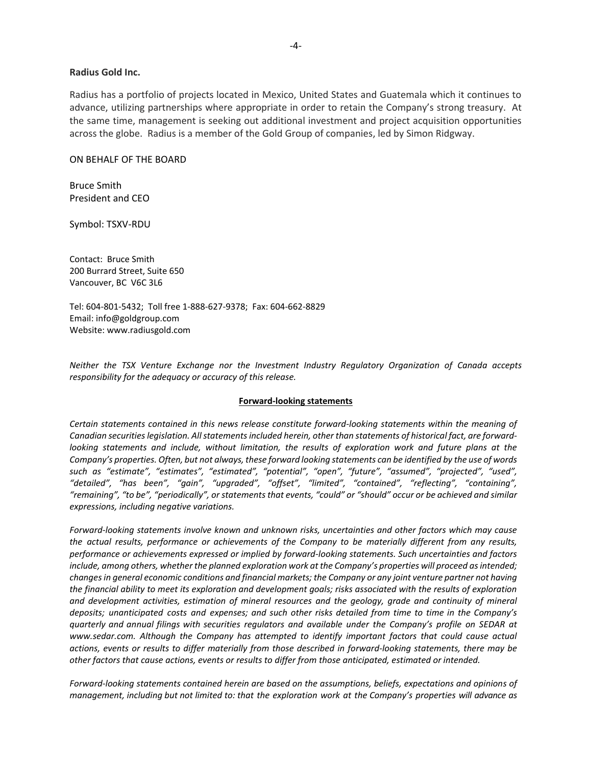**Radius Gold Inc.**

Radius has a portfolio of projects located in Mexico, United States and Guatemala which it continues to advance, utilizing partnerships where appropriate in order to retain the Company's strong treasury. At the same time, management is seeking out additional investment and project acquisition opportunities across the globe. Radius is a member of the Gold Group of companies, led by Simon Ridgway.

ON BEHALF OF THE BOARD

Bruce Smith
President and CEO

Symbol: TSXV-RDU

Contact: Bruce Smith
200 Burrard Street, Suite 650
Vancouver, BC V6C 3L6

Tel: 604-801-5432; Toll free 1-888-627-9378; Fax: 604-662-8829
Email: info@goldgroup.com
Website: www.radiusgold.com

*Neither the TSX Venture Exchange nor the Investment Industry Regulatory Organization of Canada accepts responsibility for the adequacy or accuracy of this release.*

**Forward-looking statements**

*Certain statements contained in this news release constitute forward-looking statements within the meaning of Canadian securities legislation. All statements included herein, other than statements of historical fact, are forward-looking statements and include, without limitation, the results of exploration work and future plans at the Company's properties. Often, but not always, these forward looking statements can be identified by the use of words such as "estimate", "estimates", "estimated", "potential", "open", "future", "assumed", "projected", "used", "detailed", "has been", "gain", "upgraded", "offset", "limited", "contained", "reflecting", "containing", "remaining", "to be", "periodically", or statements that events, "could" or "should" occur or be achieved and similar expressions, including negative variations.*

*Forward-looking statements involve known and unknown risks, uncertainties and other factors which may cause the actual results, performance or achievements of the Company to be materially different from any results, performance or achievements expressed or implied by forward-looking statements. Such uncertainties and factors include, among others, whether the planned exploration work at the Company's properties will proceed as intended; changes in general economic conditions and financial markets; the Company or any joint venture partner not having the financial ability to meet its exploration and development goals; risks associated with the results of exploration and development activities, estimation of mineral resources and the geology, grade and continuity of mineral deposits; unanticipated costs and expenses; and such other risks detailed from time to time in the Company's quarterly and annual filings with securities regulators and available under the Company's profile on SEDAR at www.sedar.com. Although the Company has attempted to identify important factors that could cause actual actions, events or results to differ materially from those described in forward-looking statements, there may be other factors that cause actions, events or results to differ from those anticipated, estimated or intended.*

*Forward-looking statements contained herein are based on the assumptions, beliefs, expectations and opinions of management, including but not limited to: that the exploration work at the Company's properties will advance as*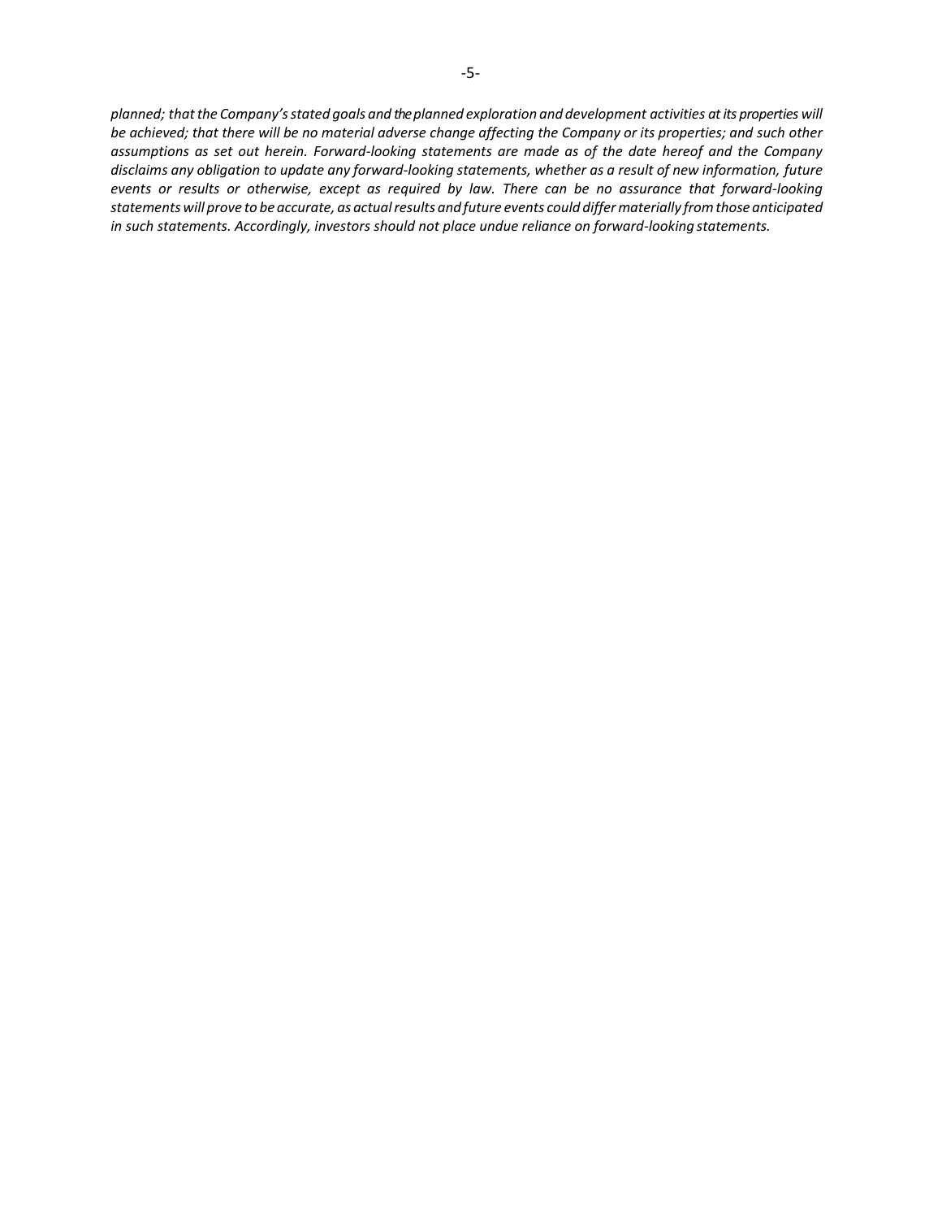*planned; that the Company's stated goals and the planned exploration and development activities at its properties will be achieved; that there will be no material adverse change affecting the Company or its properties; and such other assumptions as set out herein. Forward-looking statements are made as of the date hereof and the Company disclaims any obligation to update any forward-looking statements, whether as a result of new information, future events or results or otherwise, except as required by law. There can be no assurance that forward-looking statements will prove to be accurate, as actual results and future events could differ materially from those anticipated in such statements. Accordingly, investors should not place undue reliance on forward-looking statements.*